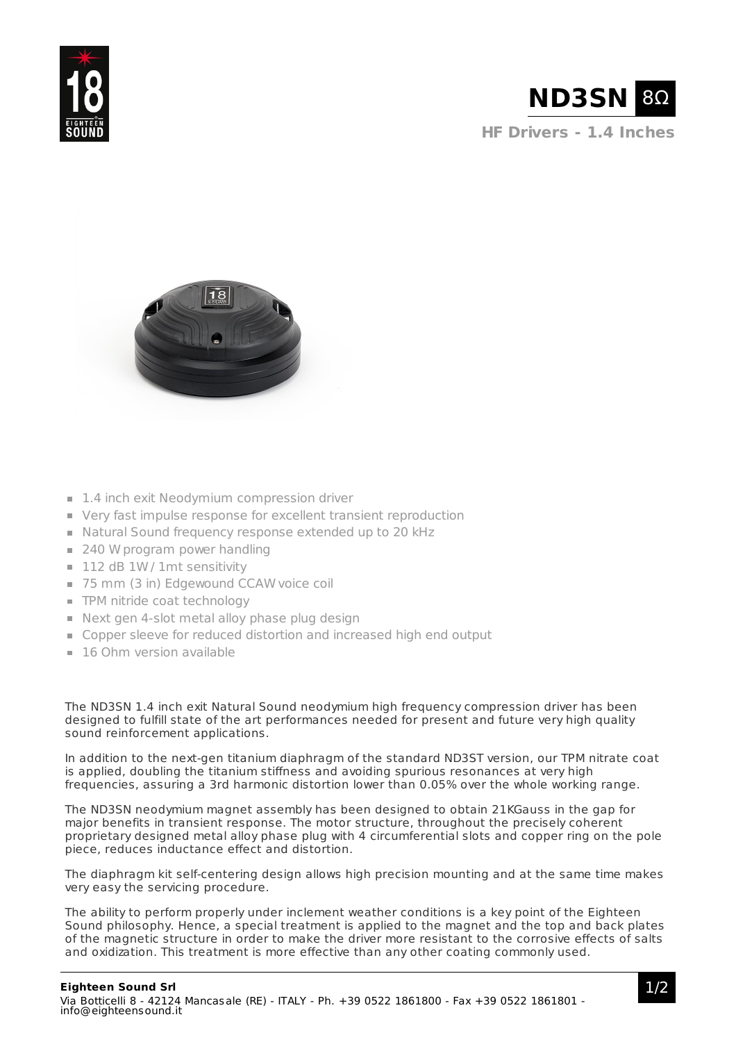# ND3SN 8Ω

## HF Drivers - 1.4 Inches

- 1.4 inch exit Neodymium compression driver
- Very fast impulse response for excellent transient reproduction
- Natural Sound frequency response extended up to 20 kHz
- 240 W program power handling
- 112 dB 1W / 1mt sensitivity
- 75 mm (3 in) Edgewound CCAW voice coil
- TPM nitride coat technology
- Next gen 4-slot metal alloy phase plug design
- Copper sleeve for reduced distortion and increased high end output
- 16 Ohm version available

The ND3SN 1.4 inch exit Natural Sound neodymium high frequency compression driver has been designed to fulfill state of the art performances needed for present and future very high quality sound reinforcement applications.

In addition to the next-gen titanium diaphragm of the standard ND3ST version, our TPM nitrate coat is applied, doubling the titanium stiffness and avoiding spurious resonances at very high frequencies, assuring a 3rd harmonic distortion lower than 0.05% over the whole working range.

The ND3SN neodymium magnet assembly has been designed to obtain 21KGauss in the gap for major benefits in transient response. The motor structure, throughout the precisely coherent proprietary designed metal alloy phase plug with 4 circumferential slots and copper ring on the pole piece, reduces inductance effect and distortion.

The diaphragm kit self-centering design allows high precision mounting and at the same time makes very easy the servicing procedure.

The ability to perform properly under inclement weather conditions is a key point of the Eighteen Sound philosophy. Hence, a special treatment is applied to the magnet and the top and back plates of the magnetic structure in order to make the driver more resistant to the corrosive effects of salts and oxidization. This treatment is more effective than any other coating commonly used.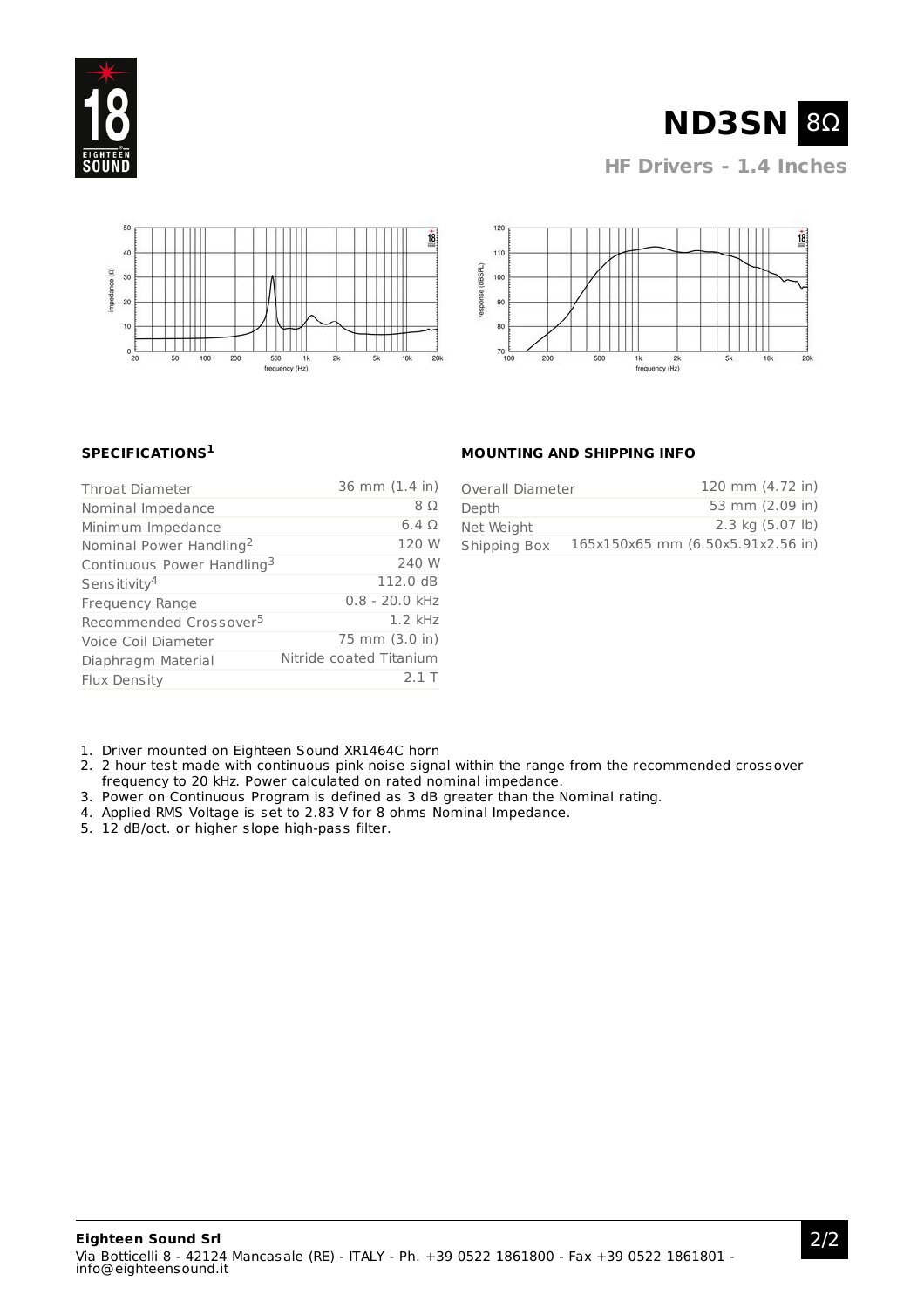# ND3SN 8Ω

## HF Drivers - 1.4 Inches

impedance (Ω)

50
40
30
20
10
0

20 50 100 200 500 1k 2k 5k 10k 20k

frequency (Hz)

response (dBSPL)

120
110
100
90
80
70

100 200 500 1k 2k 5k 10k 20k

frequency (Hz)

### SPECIFICATIONS[1]

| | |
|---|---|
| Throat Diameter | 36 mm (1.4 in) |
| Nominal Impedance | 8 Ω |
| Minimum Impedance | 6.4 Ω |
| Nominal Power Handling[2] | 120 W |
| Continuous Power Handling[3] | 240 W |
| Sensitivity[4] | 112.0 dB |
| Frequency Range | 0.8 - 20.0 kHz |
| Recommended Crossover[5] | 1.2 kHz |
| Voice Coil Diameter | 75 mm (3.0 in) |
| Diaphragm Material | Nitride coated Titanium |
| Flux Density | 2.1 T |

### MOUNTING AND SHIPPING INFO

| | |
|---|---|
| Overall Diameter | 120 mm (4.72 in) |
| Depth | 53 mm (2.09 in) |
| Net Weight | 2.3 kg (5.07 lb) |
| Shipping Box | 165x150x65 mm (6.50x5.91x2.56 in) |

1. Driver mounted on Eighteen Sound XR1464C horn
2. 2 hour test made with continuous pink noise signal within the range from the recommended crossover frequency to 20 kHz. Power calculated on rated nominal impedance.
3. Power on Continuous Program is defined as 3 dB greater than the Nominal rating.
4. Applied RMS Voltage is set to 2.83 V for 8 ohms Nominal Impedance.
5. 12 dB/oct. or higher slope high-pass filter.

**Eighteen Sound Srl**
Via Botticelli 8 - 42124 Mancasale (RE) - ITALY - Ph. +39 0522 1861800 - Fax +39 0522 1861801 - info@eighteensound.it